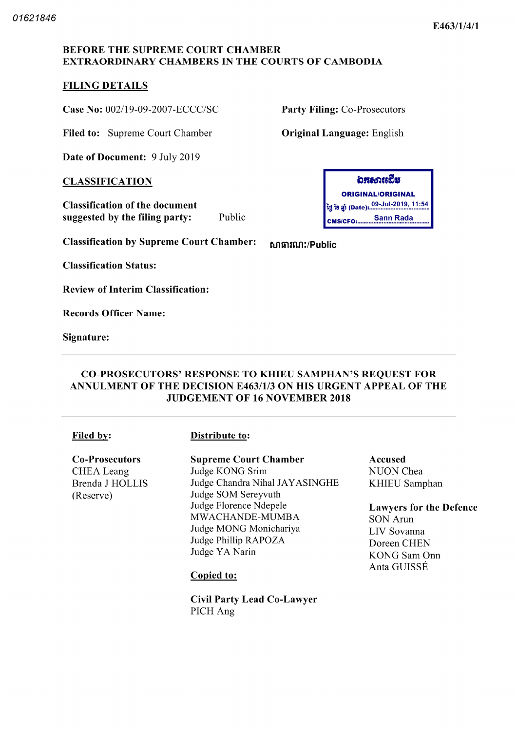01621846

E463/1/4/1

**BEFORE THE SUPREME COURT CHAMBER**
**EXTRAORDINARY CHAMBERS IN THE COURTS OF CAMBODIA**

## FILING DETAILS

**Case No:** 002/19-09-2007-ECCC/SC

**Party Filing:** Co-Prosecutors

**Filed to:** Supreme Court Chamber

**Original Language:** English

**Date of Document:** 9 July 2019

ឯកសារដើម
ORIGINAL/ORIGINAL
ថ្ងៃ ខែ ឆ្នាំ (Date): 09-Jul-2019, 11:54
CMS/CFO: Sann Rada

## CLASSIFICATION

**Classification of the document suggested by the filing party:** Public

**Classification by Supreme Court Chamber:** សាធារណៈ/Public

**Classification Status:**

**Review of Interim Classification:**

**Records Officer Name:**

**Signature:**

---

# CO-PROSECUTORS' RESPONSE TO KHIEU SAMPHAN'S REQUEST FOR ANNULMENT OF THE DECISION E463/1/3 ON HIS URGENT APPEAL OF THE JUDGEMENT OF 16 NOVEMBER 2018

---

**Filed by:**

**Co-Prosecutors**
CHEA Leang
Brenda J HOLLIS
(Reserve)

**Distribute to:**

**Supreme Court Chamber**
Judge KONG Srim
Judge Chandra Nihal JAYASINGHE
Judge SOM Sereyvuth
Judge Florence Ndepele MWACHANDE-MUMBA
Judge MONG Monichariya
Judge Phillip RAPOZA
Judge YA Narin

**Copied to:**

**Civil Party Lead Co-Lawyer**
PICH Ang

**Accused**
NUON Chea
KHIEU Samphan

**Lawyers for the Defence**
SON Arun
LIV Sovanna
Doreen CHEN
KONG Sam Onn
Anta GUISSÉ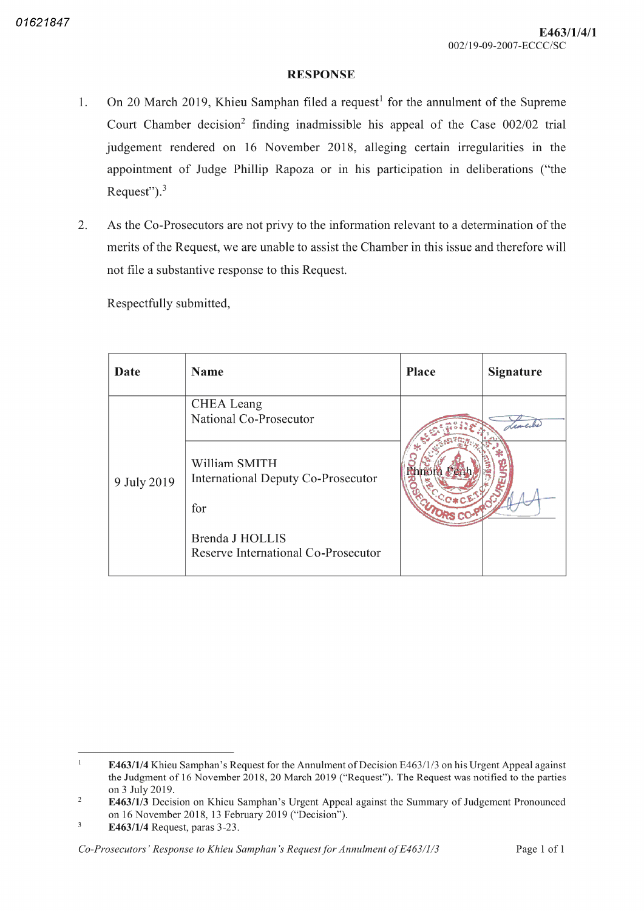**E463/1/4/1**

002/19-09-2007-ECCC/SC

## RESPONSE

1. On 20 March 2019, Khieu Samphan filed a request[1] for the annulment of the Supreme Court Chamber decision[2] finding inadmissible his appeal of the Case 002/02 trial judgement rendered on 16 November 2018, alleging certain irregularities in the appointment of Judge Phillip Rapoza or in his participation in deliberations ("the Request").[3]

2. As the Co-Prosecutors are not privy to the information relevant to a determination of the merits of the Request, we are unable to assist the Chamber in this issue and therefore will not file a substantive response to this Request.

Respectfully submitted,

| Date | Name | Place | Signature |
|---|---|---|---|
| 9 July 2019 | CHEA Leang<br>National Co-Prosecutor | Phnom Penh | |
| | William SMITH<br>International Deputy Co-Prosecutor<br><br>for<br><br>Brenda J HOLLIS<br>Reserve International Co-Prosecutor | | |

---

[1] **E463/1/4** Khieu Samphan's Request for the Annulment of Decision E463/1/3 on his Urgent Appeal against the Judgment of 16 November 2018, 20 March 2019 ("Request"). The Request was notified to the parties on 3 July 2019.

[2] **E463/1/3** Decision on Khieu Samphan's Urgent Appeal against the Summary of Judgement Pronounced on 16 November 2018, 13 February 2019 ("Decision").

[3] **E463/1/4** Request, paras 3-23.